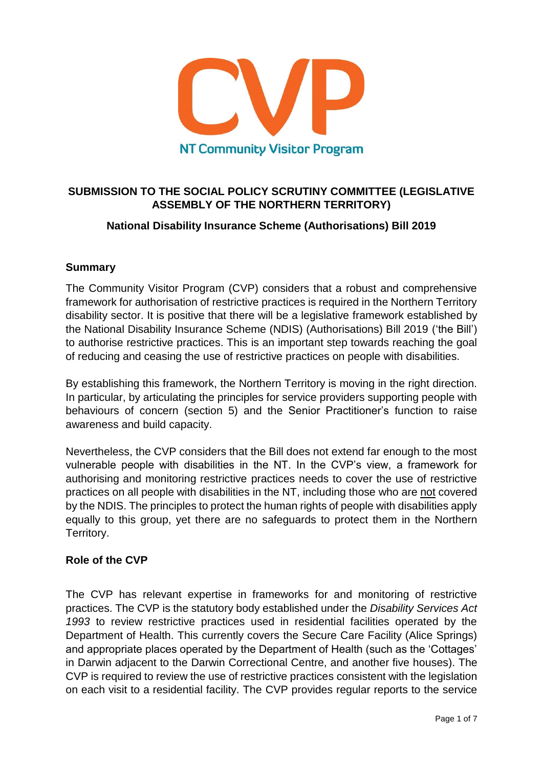CVP

NT Community Visitor Program

## SUBMISSION TO THE SOCIAL POLICY SCRUTINY COMMITTEE (LEGISLATIVE ASSEMBLY OF THE NORTHERN TERRITORY)

### National Disability Insurance Scheme (Authorisations) Bill 2019

**Summary**

The Community Visitor Program (CVP) considers that a robust and comprehensive framework for authorisation of restrictive practices is required in the Northern Territory disability sector. It is positive that there will be a legislative framework established by the National Disability Insurance Scheme (NDIS) (Authorisations) Bill 2019 ('the Bill') to authorise restrictive practices. This is an important step towards reaching the goal of reducing and ceasing the use of restrictive practices on people with disabilities.

By establishing this framework, the Northern Territory is moving in the right direction. In particular, by articulating the principles for service providers supporting people with behaviours of concern (section 5) and the Senior Practitioner's function to raise awareness and build capacity.

Nevertheless, the CVP considers that the Bill does not extend far enough to the most vulnerable people with disabilities in the NT. In the CVP's view, a framework for authorising and monitoring restrictive practices needs to cover the use of restrictive practices on all people with disabilities in the NT, including those who are not covered by the NDIS. The principles to protect the human rights of people with disabilities apply equally to this group, yet there are no safeguards to protect them in the Northern Territory.

**Role of the CVP**

The CVP has relevant expertise in frameworks for and monitoring of restrictive practices. The CVP is the statutory body established under the *Disability Services Act 1993* to review restrictive practices used in residential facilities operated by the Department of Health. This currently covers the Secure Care Facility (Alice Springs) and appropriate places operated by the Department of Health (such as the 'Cottages' in Darwin adjacent to the Darwin Correctional Centre, and another five houses). The CVP is required to review the use of restrictive practices consistent with the legislation on each visit to a residential facility. The CVP provides regular reports to the service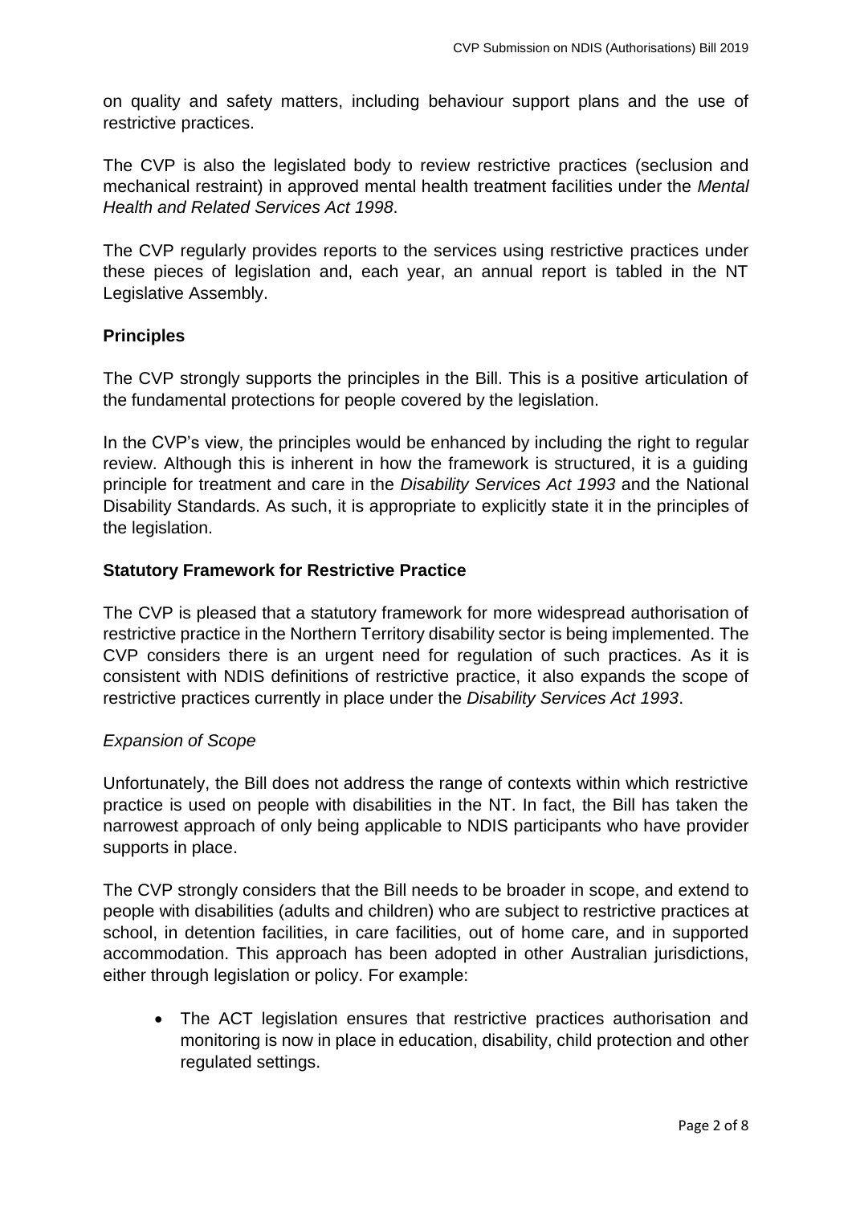on quality and safety matters, including behaviour support plans and the use of restrictive practices.

The CVP is also the legislated body to review restrictive practices (seclusion and mechanical restraint) in approved mental health treatment facilities under the *Mental Health and Related Services Act 1998*.

The CVP regularly provides reports to the services using restrictive practices under these pieces of legislation and, each year, an annual report is tabled in the NT Legislative Assembly.

## Principles

The CVP strongly supports the principles in the Bill. This is a positive articulation of the fundamental protections for people covered by the legislation.

In the CVP's view, the principles would be enhanced by including the right to regular review. Although this is inherent in how the framework is structured, it is a guiding principle for treatment and care in the *Disability Services Act 1993* and the National Disability Standards. As such, it is appropriate to explicitly state it in the principles of the legislation.

## Statutory Framework for Restrictive Practice

The CVP is pleased that a statutory framework for more widespread authorisation of restrictive practice in the Northern Territory disability sector is being implemented. The CVP considers there is an urgent need for regulation of such practices. As it is consistent with NDIS definitions of restrictive practice, it also expands the scope of restrictive practices currently in place under the *Disability Services Act 1993*.

### *Expansion of Scope*

Unfortunately, the Bill does not address the range of contexts within which restrictive practice is used on people with disabilities in the NT. In fact, the Bill has taken the narrowest approach of only being applicable to NDIS participants who have provider supports in place.

The CVP strongly considers that the Bill needs to be broader in scope, and extend to people with disabilities (adults and children) who are subject to restrictive practices at school, in detention facilities, in care facilities, out of home care, and in supported accommodation. This approach has been adopted in other Australian jurisdictions, either through legislation or policy. For example:

- The ACT legislation ensures that restrictive practices authorisation and monitoring is now in place in education, disability, child protection and other regulated settings.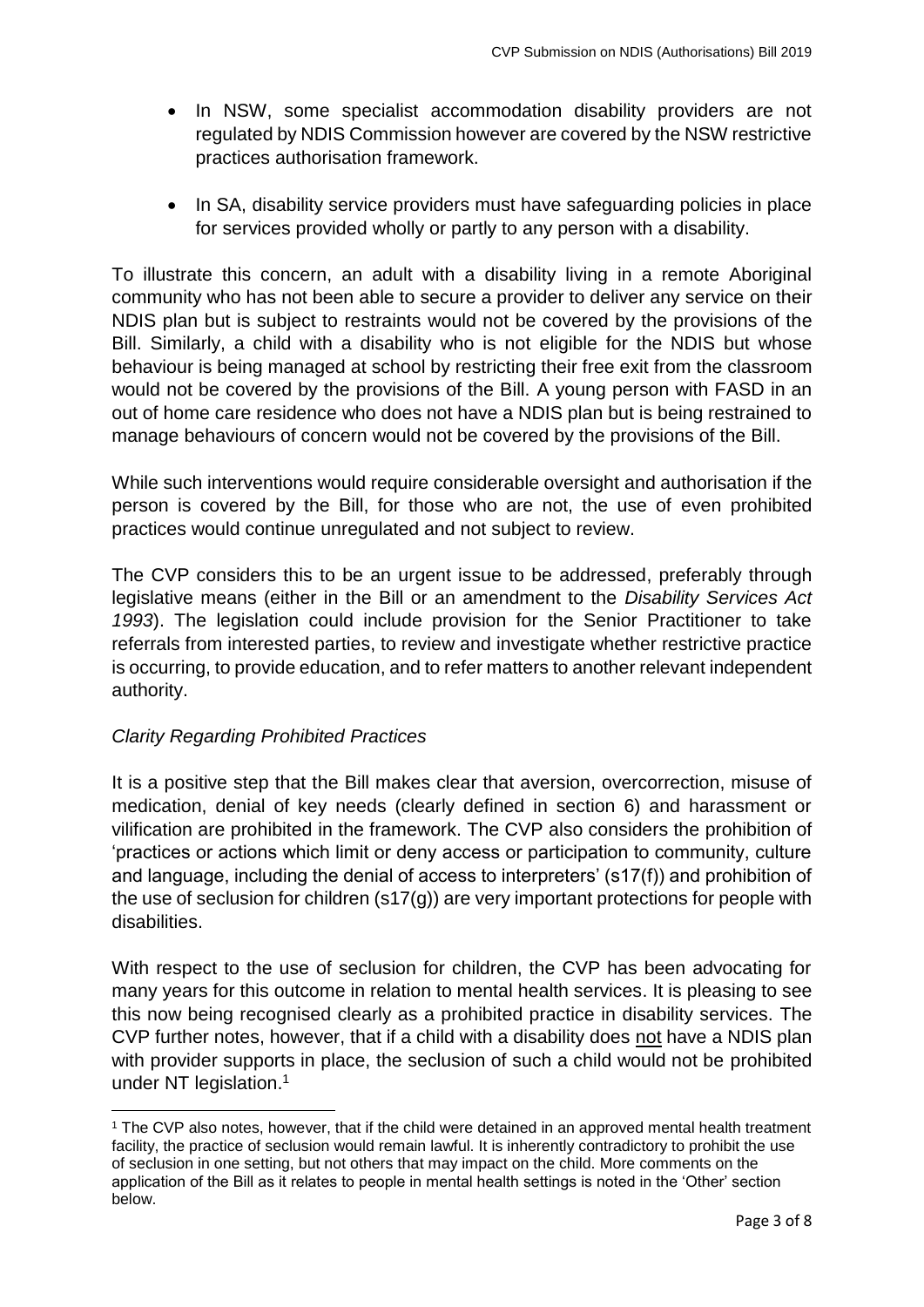- In NSW, some specialist accommodation disability providers are not regulated by NDIS Commission however are covered by the NSW restrictive practices authorisation framework.
- In SA, disability service providers must have safeguarding policies in place for services provided wholly or partly to any person with a disability.

To illustrate this concern, an adult with a disability living in a remote Aboriginal community who has not been able to secure a provider to deliver any service on their NDIS plan but is subject to restraints would not be covered by the provisions of the Bill. Similarly, a child with a disability who is not eligible for the NDIS but whose behaviour is being managed at school by restricting their free exit from the classroom would not be covered by the provisions of the Bill. A young person with FASD in an out of home care residence who does not have a NDIS plan but is being restrained to manage behaviours of concern would not be covered by the provisions of the Bill.

While such interventions would require considerable oversight and authorisation if the person is covered by the Bill, for those who are not, the use of even prohibited practices would continue unregulated and not subject to review.

The CVP considers this to be an urgent issue to be addressed, preferably through legislative means (either in the Bill or an amendment to the *Disability Services Act 1993*). The legislation could include provision for the Senior Practitioner to take referrals from interested parties, to review and investigate whether restrictive practice is occurring, to provide education, and to refer matters to another relevant independent authority.

*Clarity Regarding Prohibited Practices*

It is a positive step that the Bill makes clear that aversion, overcorrection, misuse of medication, denial of key needs (clearly defined in section 6) and harassment or vilification are prohibited in the framework. The CVP also considers the prohibition of 'practices or actions which limit or deny access or participation to community, culture and language, including the denial of access to interpreters' (s17(f)) and prohibition of the use of seclusion for children (s17(g)) are very important protections for people with disabilities.

With respect to the use of seclusion for children, the CVP has been advocating for many years for this outcome in relation to mental health services. It is pleasing to see this now being recognised clearly as a prohibited practice in disability services. The CVP further notes, however, that if a child with a disability does <u>not</u> have a NDIS plan with provider supports in place, the seclusion of such a child would not be prohibited under NT legislation.[1]

[1] The CVP also notes, however, that if the child were detained in an approved mental health treatment facility, the practice of seclusion would remain lawful. It is inherently contradictory to prohibit the use of seclusion in one setting, but not others that may impact on the child. More comments on the application of the Bill as it relates to people in mental health settings is noted in the 'Other' section below.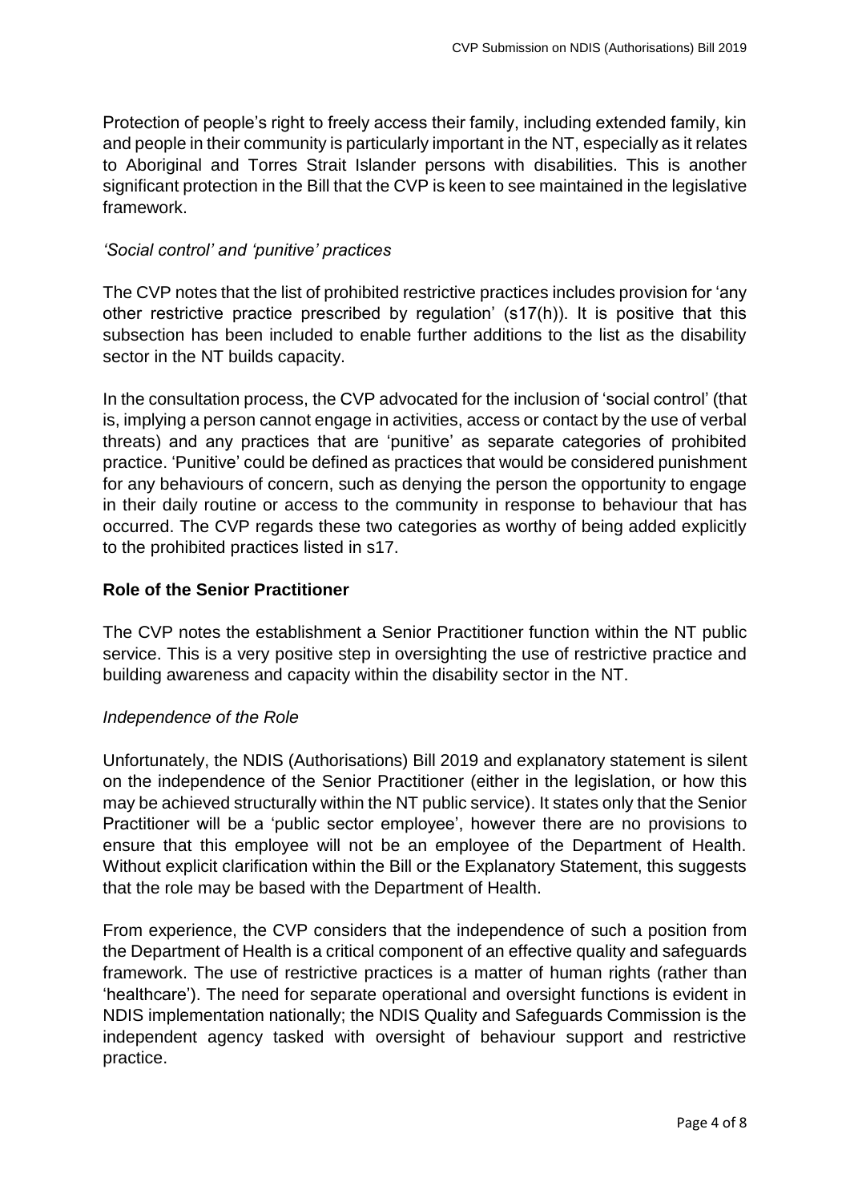Protection of people's right to freely access their family, including extended family, kin and people in their community is particularly important in the NT, especially as it relates to Aboriginal and Torres Strait Islander persons with disabilities. This is another significant protection in the Bill that the CVP is keen to see maintained in the legislative framework.

*'Social control' and 'punitive' practices*

The CVP notes that the list of prohibited restrictive practices includes provision for 'any other restrictive practice prescribed by regulation' (s17(h)). It is positive that this subsection has been included to enable further additions to the list as the disability sector in the NT builds capacity.

In the consultation process, the CVP advocated for the inclusion of 'social control' (that is, implying a person cannot engage in activities, access or contact by the use of verbal threats) and any practices that are 'punitive' as separate categories of prohibited practice. 'Punitive' could be defined as practices that would be considered punishment for any behaviours of concern, such as denying the person the opportunity to engage in their daily routine or access to the community in response to behaviour that has occurred. The CVP regards these two categories as worthy of being added explicitly to the prohibited practices listed in s17.

## Role of the Senior Practitioner

The CVP notes the establishment a Senior Practitioner function within the NT public service. This is a very positive step in oversighting the use of restrictive practice and building awareness and capacity within the disability sector in the NT.

*Independence of the Role*

Unfortunately, the NDIS (Authorisations) Bill 2019 and explanatory statement is silent on the independence of the Senior Practitioner (either in the legislation, or how this may be achieved structurally within the NT public service). It states only that the Senior Practitioner will be a 'public sector employee', however there are no provisions to ensure that this employee will not be an employee of the Department of Health. Without explicit clarification within the Bill or the Explanatory Statement, this suggests that the role may be based with the Department of Health.

From experience, the CVP considers that the independence of such a position from the Department of Health is a critical component of an effective quality and safeguards framework. The use of restrictive practices is a matter of human rights (rather than 'healthcare'). The need for separate operational and oversight functions is evident in NDIS implementation nationally; the NDIS Quality and Safeguards Commission is the independent agency tasked with oversight of behaviour support and restrictive practice.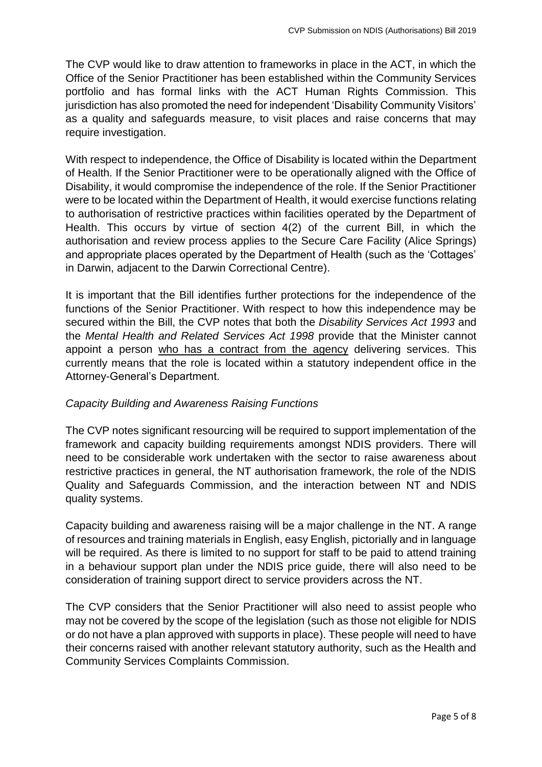The CVP would like to draw attention to frameworks in place in the ACT, in which the Office of the Senior Practitioner has been established within the Community Services portfolio and has formal links with the ACT Human Rights Commission. This jurisdiction has also promoted the need for independent 'Disability Community Visitors' as a quality and safeguards measure, to visit places and raise concerns that may require investigation.

With respect to independence, the Office of Disability is located within the Department of Health. If the Senior Practitioner were to be operationally aligned with the Office of Disability, it would compromise the independence of the role. If the Senior Practitioner were to be located within the Department of Health, it would exercise functions relating to authorisation of restrictive practices within facilities operated by the Department of Health. This occurs by virtue of section 4(2) of the current Bill, in which the authorisation and review process applies to the Secure Care Facility (Alice Springs) and appropriate places operated by the Department of Health (such as the 'Cottages' in Darwin, adjacent to the Darwin Correctional Centre).

It is important that the Bill identifies further protections for the independence of the functions of the Senior Practitioner. With respect to how this independence may be secured within the Bill, the CVP notes that both the *Disability Services Act 1993* and the *Mental Health and Related Services Act 1998* provide that the Minister cannot appoint a person <u>who has a contract from the agency</u> delivering services. This currently means that the role is located within a statutory independent office in the Attorney-General's Department.

*Capacity Building and Awareness Raising Functions*

The CVP notes significant resourcing will be required to support implementation of the framework and capacity building requirements amongst NDIS providers. There will need to be considerable work undertaken with the sector to raise awareness about restrictive practices in general, the NT authorisation framework, the role of the NDIS Quality and Safeguards Commission, and the interaction between NT and NDIS quality systems.

Capacity building and awareness raising will be a major challenge in the NT. A range of resources and training materials in English, easy English, pictorially and in language will be required. As there is limited to no support for staff to be paid to attend training in a behaviour support plan under the NDIS price guide, there will also need to be consideration of training support direct to service providers across the NT.

The CVP considers that the Senior Practitioner will also need to assist people who may not be covered by the scope of the legislation (such as those not eligible for NDIS or do not have a plan approved with supports in place). These people will need to have their concerns raised with another relevant statutory authority, such as the Health and Community Services Complaints Commission.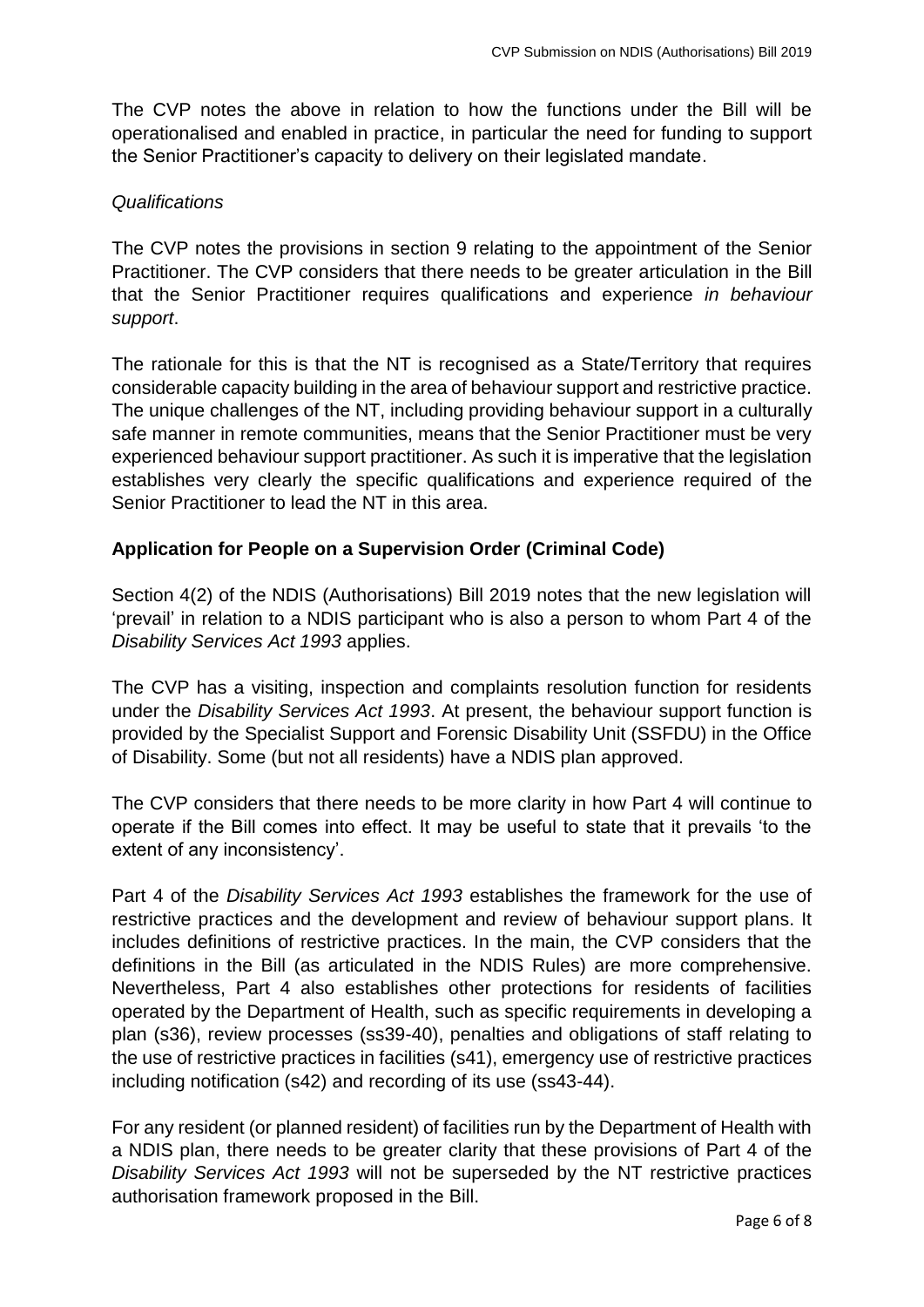The CVP notes the above in relation to how the functions under the Bill will be operationalised and enabled in practice, in particular the need for funding to support the Senior Practitioner's capacity to delivery on their legislated mandate.

*Qualifications*

The CVP notes the provisions in section 9 relating to the appointment of the Senior Practitioner. The CVP considers that there needs to be greater articulation in the Bill that the Senior Practitioner requires qualifications and experience *in behaviour support*.

The rationale for this is that the NT is recognised as a State/Territory that requires considerable capacity building in the area of behaviour support and restrictive practice. The unique challenges of the NT, including providing behaviour support in a culturally safe manner in remote communities, means that the Senior Practitioner must be very experienced behaviour support practitioner. As such it is imperative that the legislation establishes very clearly the specific qualifications and experience required of the Senior Practitioner to lead the NT in this area.

**Application for People on a Supervision Order (Criminal Code)**

Section 4(2) of the NDIS (Authorisations) Bill 2019 notes that the new legislation will 'prevail' in relation to a NDIS participant who is also a person to whom Part 4 of the *Disability Services Act 1993* applies.

The CVP has a visiting, inspection and complaints resolution function for residents under the *Disability Services Act 1993*. At present, the behaviour support function is provided by the Specialist Support and Forensic Disability Unit (SSFDU) in the Office of Disability. Some (but not all residents) have a NDIS plan approved.

The CVP considers that there needs to be more clarity in how Part 4 will continue to operate if the Bill comes into effect. It may be useful to state that it prevails 'to the extent of any inconsistency'.

Part 4 of the *Disability Services Act 1993* establishes the framework for the use of restrictive practices and the development and review of behaviour support plans. It includes definitions of restrictive practices. In the main, the CVP considers that the definitions in the Bill (as articulated in the NDIS Rules) are more comprehensive. Nevertheless, Part 4 also establishes other protections for residents of facilities operated by the Department of Health, such as specific requirements in developing a plan (s36), review processes (ss39-40), penalties and obligations of staff relating to the use of restrictive practices in facilities (s41), emergency use of restrictive practices including notification (s42) and recording of its use (ss43-44).

For any resident (or planned resident) of facilities run by the Department of Health with a NDIS plan, there needs to be greater clarity that these provisions of Part 4 of the *Disability Services Act 1993* will not be superseded by the NT restrictive practices authorisation framework proposed in the Bill.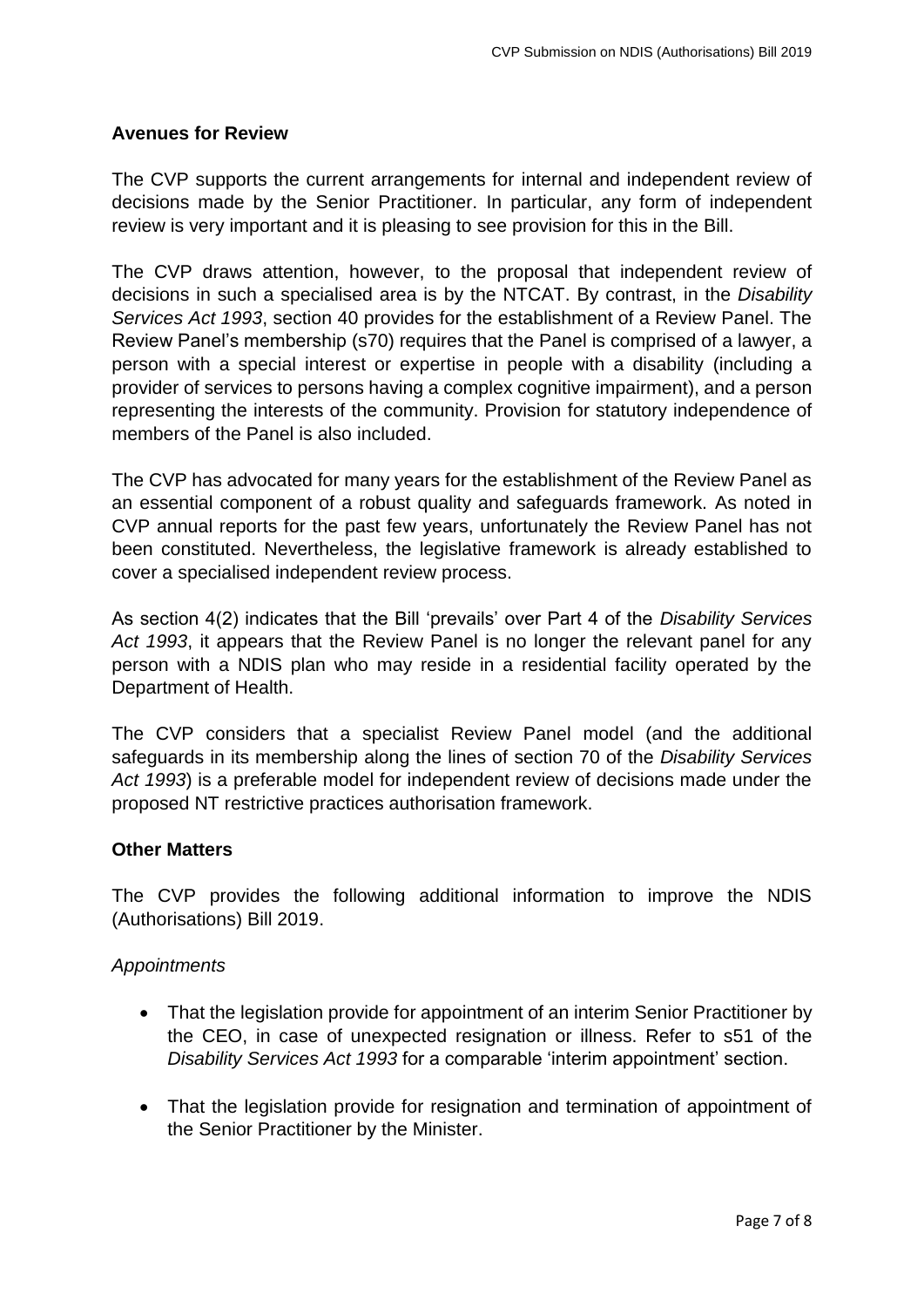**Avenues for Review**

The CVP supports the current arrangements for internal and independent review of decisions made by the Senior Practitioner. In particular, any form of independent review is very important and it is pleasing to see provision for this in the Bill.

The CVP draws attention, however, to the proposal that independent review of decisions in such a specialised area is by the NTCAT. By contrast, in the *Disability Services Act 1993*, section 40 provides for the establishment of a Review Panel. The Review Panel's membership (s70) requires that the Panel is comprised of a lawyer, a person with a special interest or expertise in people with a disability (including a provider of services to persons having a complex cognitive impairment), and a person representing the interests of the community. Provision for statutory independence of members of the Panel is also included.

The CVP has advocated for many years for the establishment of the Review Panel as an essential component of a robust quality and safeguards framework. As noted in CVP annual reports for the past few years, unfortunately the Review Panel has not been constituted. Nevertheless, the legislative framework is already established to cover a specialised independent review process.

As section 4(2) indicates that the Bill 'prevails' over Part 4 of the *Disability Services Act 1993*, it appears that the Review Panel is no longer the relevant panel for any person with a NDIS plan who may reside in a residential facility operated by the Department of Health.

The CVP considers that a specialist Review Panel model (and the additional safeguards in its membership along the lines of section 70 of the *Disability Services Act 1993*) is a preferable model for independent review of decisions made under the proposed NT restrictive practices authorisation framework.

**Other Matters**

The CVP provides the following additional information to improve the NDIS (Authorisations) Bill 2019.

*Appointments*

- That the legislation provide for appointment of an interim Senior Practitioner by the CEO, in case of unexpected resignation or illness. Refer to s51 of the *Disability Services Act 1993* for a comparable 'interim appointment' section.
- That the legislation provide for resignation and termination of appointment of the Senior Practitioner by the Minister.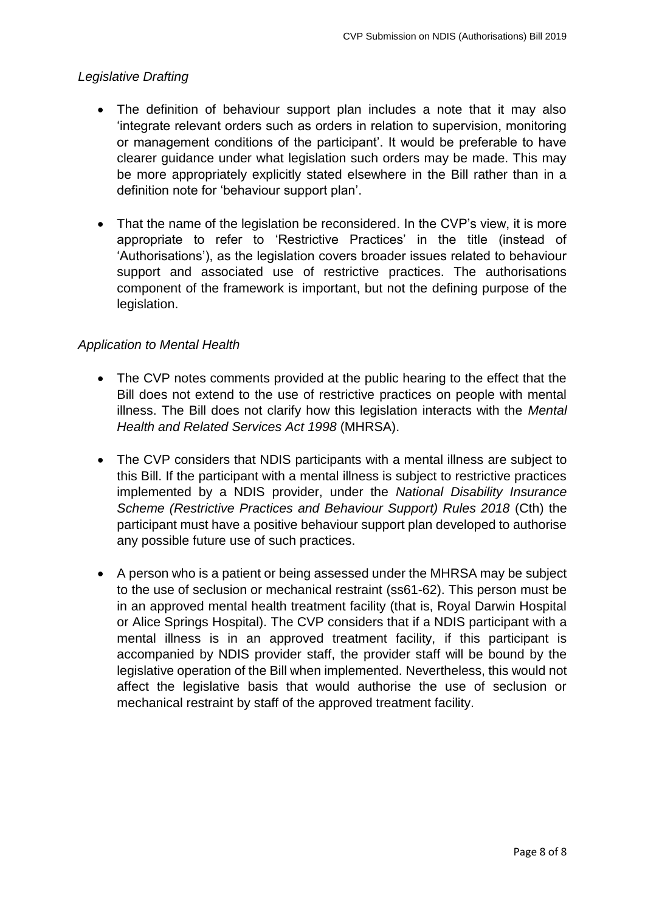*Legislative Drafting*

- The definition of behaviour support plan includes a note that it may also 'integrate relevant orders such as orders in relation to supervision, monitoring or management conditions of the participant'. It would be preferable to have clearer guidance under what legislation such orders may be made. This may be more appropriately explicitly stated elsewhere in the Bill rather than in a definition note for 'behaviour support plan'.
- That the name of the legislation be reconsidered. In the CVP's view, it is more appropriate to refer to 'Restrictive Practices' in the title (instead of 'Authorisations'), as the legislation covers broader issues related to behaviour support and associated use of restrictive practices. The authorisations component of the framework is important, but not the defining purpose of the legislation.

*Application to Mental Health*

- The CVP notes comments provided at the public hearing to the effect that the Bill does not extend to the use of restrictive practices on people with mental illness. The Bill does not clarify how this legislation interacts with the *Mental Health and Related Services Act 1998* (MHRSA).
- The CVP considers that NDIS participants with a mental illness are subject to this Bill. If the participant with a mental illness is subject to restrictive practices implemented by a NDIS provider, under the *National Disability Insurance Scheme (Restrictive Practices and Behaviour Support) Rules 2018* (Cth) the participant must have a positive behaviour support plan developed to authorise any possible future use of such practices.
- A person who is a patient or being assessed under the MHRSA may be subject to the use of seclusion or mechanical restraint (ss61-62). This person must be in an approved mental health treatment facility (that is, Royal Darwin Hospital or Alice Springs Hospital). The CVP considers that if a NDIS participant with a mental illness is in an approved treatment facility, if this participant is accompanied by NDIS provider staff, the provider staff will be bound by the legislative operation of the Bill when implemented. Nevertheless, this would not affect the legislative basis that would authorise the use of seclusion or mechanical restraint by staff of the approved treatment facility.